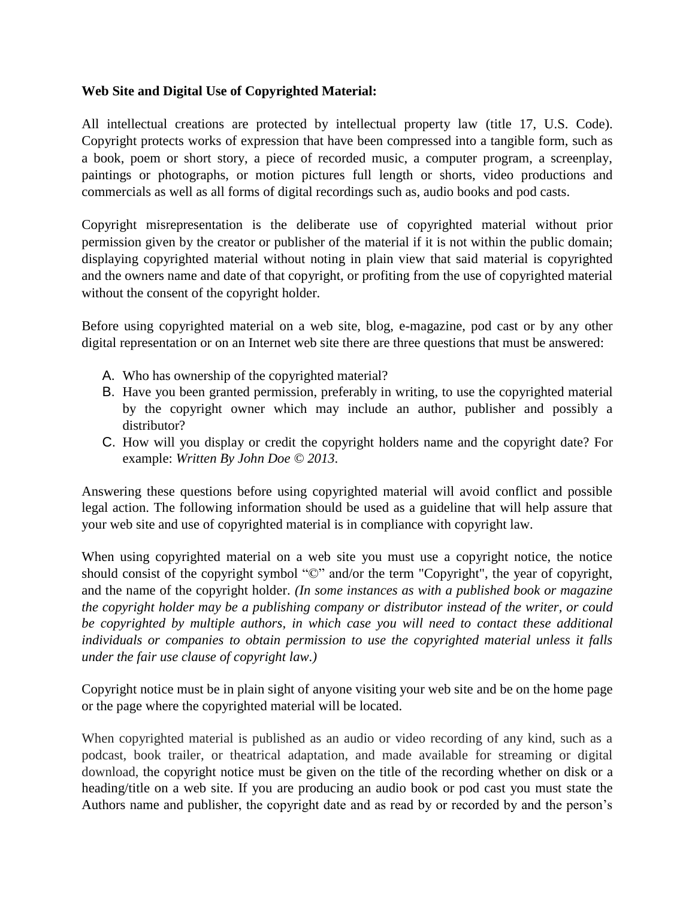**Web Site and Digital Use of Copyrighted Material:**

All intellectual creations are protected by intellectual property law (title 17, U.S. Code). Copyright protects works of expression that have been compressed into a tangible form, such as a book, poem or short story, a piece of recorded music, a computer program, a screenplay, paintings or photographs, or motion pictures full length or shorts, video productions and commercials as well as all forms of digital recordings such as, audio books and pod casts.

Copyright misrepresentation is the deliberate use of copyrighted material without prior permission given by the creator or publisher of the material if it is not within the public domain; displaying copyrighted material without noting in plain view that said material is copyrighted and the owners name and date of that copyright, or profiting from the use of copyrighted material without the consent of the copyright holder.

Before using copyrighted material on a web site, blog, e-magazine, pod cast or by any other digital representation or on an Internet web site there are three questions that must be answered:

A. Who has ownership of the copyrighted material?
B. Have you been granted permission, preferably in writing, to use the copyrighted material by the copyright owner which may include an author, publisher and possibly a distributor?
C. How will you display or credit the copyright holders name and the copyright date? For example: *Written By John Doe © 2013*.

Answering these questions before using copyrighted material will avoid conflict and possible legal action. The following information should be used as a guideline that will help assure that your web site and use of copyrighted material is in compliance with copyright law.

When using copyrighted material on a web site you must use a copyright notice, the notice should consist of the copyright symbol "©" and/or the term "Copyright", the year of copyright, and the name of the copyright holder. *(In some instances as with a published book or magazine the copyright holder may be a publishing company or distributor instead of the writer, or could be copyrighted by multiple authors, in which case you will need to contact these additional individuals or companies to obtain permission to use the copyrighted material unless it falls under the fair use clause of copyright law.)*

Copyright notice must be in plain sight of anyone visiting your web site and be on the home page or the page where the copyrighted material will be located.

When copyrighted material is published as an audio or video recording of any kind, such as a podcast, book trailer, or theatrical adaptation, and made available for streaming or digital download, the copyright notice must be given on the title of the recording whether on disk or a heading/title on a web site. If you are producing an audio book or pod cast you must state the Authors name and publisher, the copyright date and as read by or recorded by and the person's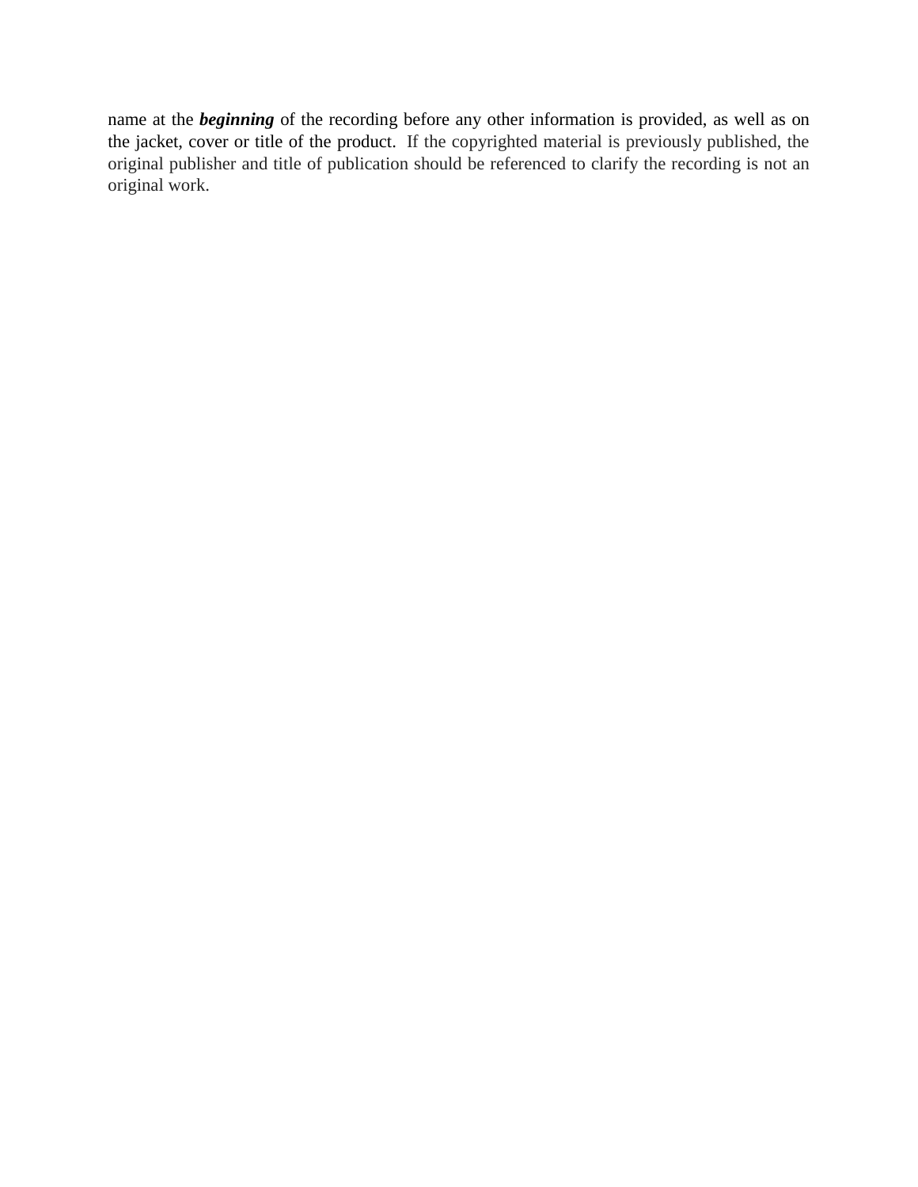name at the ***beginning*** of the recording before any other information is provided, as well as on the jacket, cover or title of the product. If the copyrighted material is previously published, the original publisher and title of publication should be referenced to clarify the recording is not an original work.